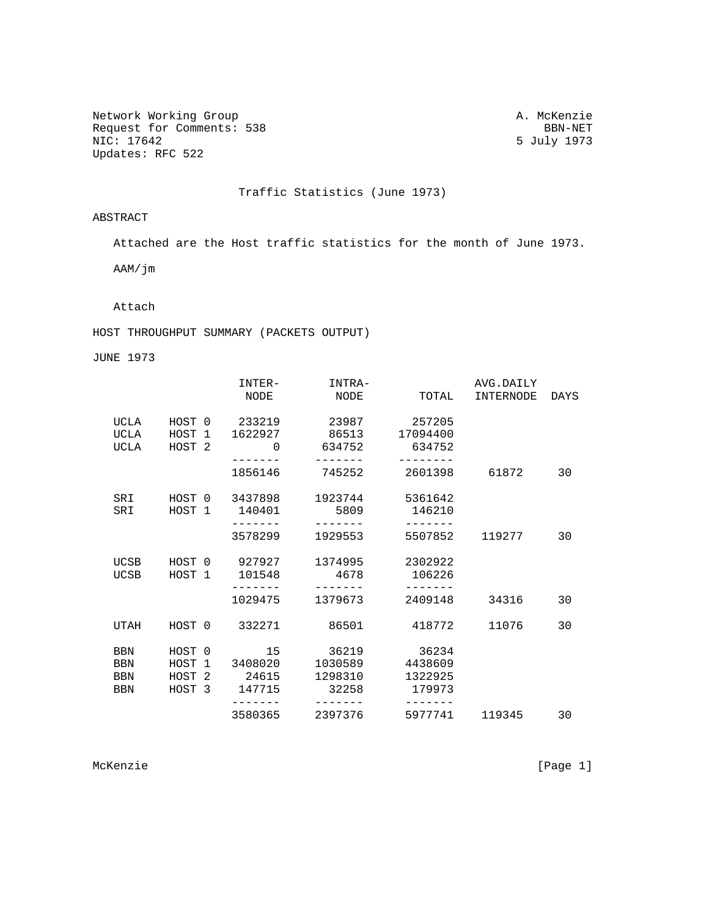Network Working Group  A. McKenzie
Request for Comments: 538  BBN-NET
NIC: 17642  5 July 1973
Updates: RFC 522

# Traffic Statistics (June 1973)

## ABSTRACT

Attached are the Host traffic statistics for the month of June 1973.

AAM/jm

Attach

## HOST THROUGHPUT SUMMARY (PACKETS OUTPUT)

JUNE 1973

| | | INTER-NODE | INTRA-NODE | TOTAL | AVG.DAILY INTERNODE | DAYS |
|---|---|---|---|---|---|---|
| UCLA | HOST 0 | 233219 | 23987 | 257205 | | |
| UCLA | HOST 1 | 1622927 | 86513 | 17094400 | | |
| UCLA | HOST 2 | 0 | 634752 | 634752 | | |
| | | 1856146 | 745252 | 2601398 | 61872 | 30 |
| SRI | HOST 0 | 3437898 | 1923744 | 5361642 | | |
| SRI | HOST 1 | 140401 | 5809 | 146210 | | |
| | | 3578299 | 1929553 | 5507852 | 119277 | 30 |
| UCSB | HOST 0 | 927927 | 1374995 | 2302922 | | |
| UCSB | HOST 1 | 101548 | 4678 | 106226 | | |
| | | 1029475 | 1379673 | 2409148 | 34316 | 30 |
| UTAH | HOST 0 | 332271 | 86501 | 418772 | 11076 | 30 |
| BBN | HOST 0 | 15 | 36219 | 36234 | | |
| BBN | HOST 1 | 3408020 | 1030589 | 4438609 | | |
| BBN | HOST 2 | 24615 | 1298310 | 1322925 | | |
| BBN | HOST 3 | 147715 | 32258 | 179973 | | |
| | | 3580365 | 2397376 | 5977741 | 119345 | 30 |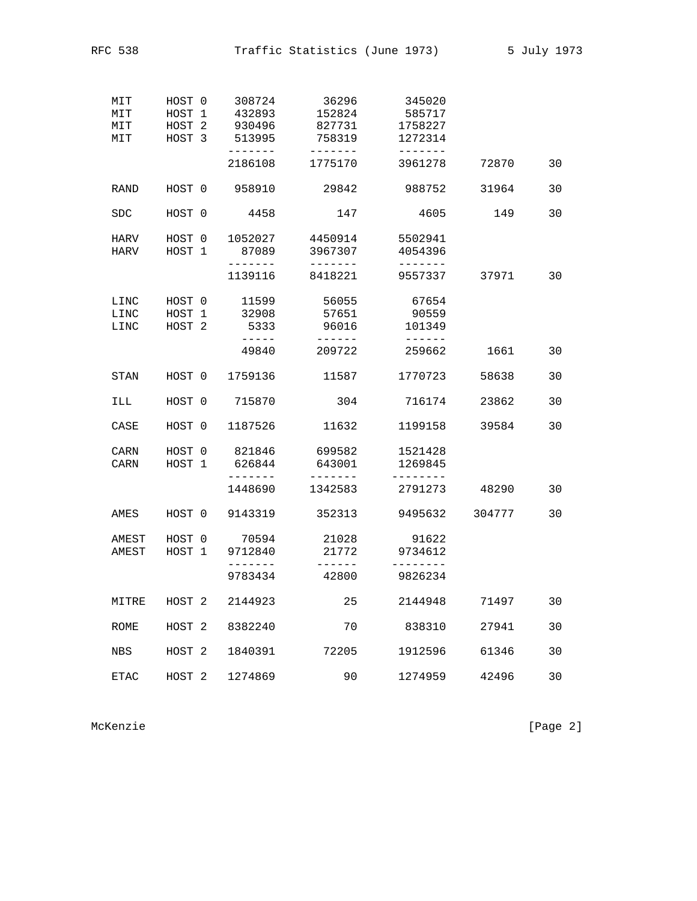```
   MIT     HOST 0    308724      36296       345020
   MIT     HOST 1    432893     152824       585717
   MIT     HOST 2    930496     827731      1758227
   MIT     HOST 3    513995     758319      1272314
                    -------    -------      -------
                    2186108    1775170      3961278     72870      30

   RAND    HOST 0    958910      29842       988752     31964      30

   SDC     HOST 0      4458        147         4605       149      30

   HARV    HOST 0   1052027    4450914      5502941
   HARV    HOST 1     87089    3967307      4054396
                    -------    -------      -------
                    1139116    8418221      9557337     37971      30

   LINC    HOST 0     11599      56055        67654
   LINC    HOST 1     32908      57651        90559
   LINC    HOST 2      5333      96016       101349
                      -----     ------       ------
                      49840     209722       259662      1661      30

   STAN    HOST 0   1759136      11587      1770723     58638      30

   ILL     HOST 0    715870        304       716174     23862      30

   CASE    HOST 0   1187526      11632      1199158     39584      30

   CARN    HOST 0    821846     699582      1521428
   CARN    HOST 1    626844     643001      1269845
                    -------    -------     --------
                    1448690    1342583      2791273     48290      30

   AMES    HOST 0   9143319     352313      9495632    304777      30

   AMEST   HOST 0     70594      21028        91622
   AMEST   HOST 1   9712840      21772      9734612
                    -------     ------     --------
                    9783434      42800      9826234

   MITRE   HOST 2   2144923         25      2144948     71497      30

   ROME    HOST 2   8382240         70       838310     27941      30

   NBS     HOST 2   1840391      72205      1912596     61346      30

   ETAC    HOST 2   1274869         90      1274959     42496      30
```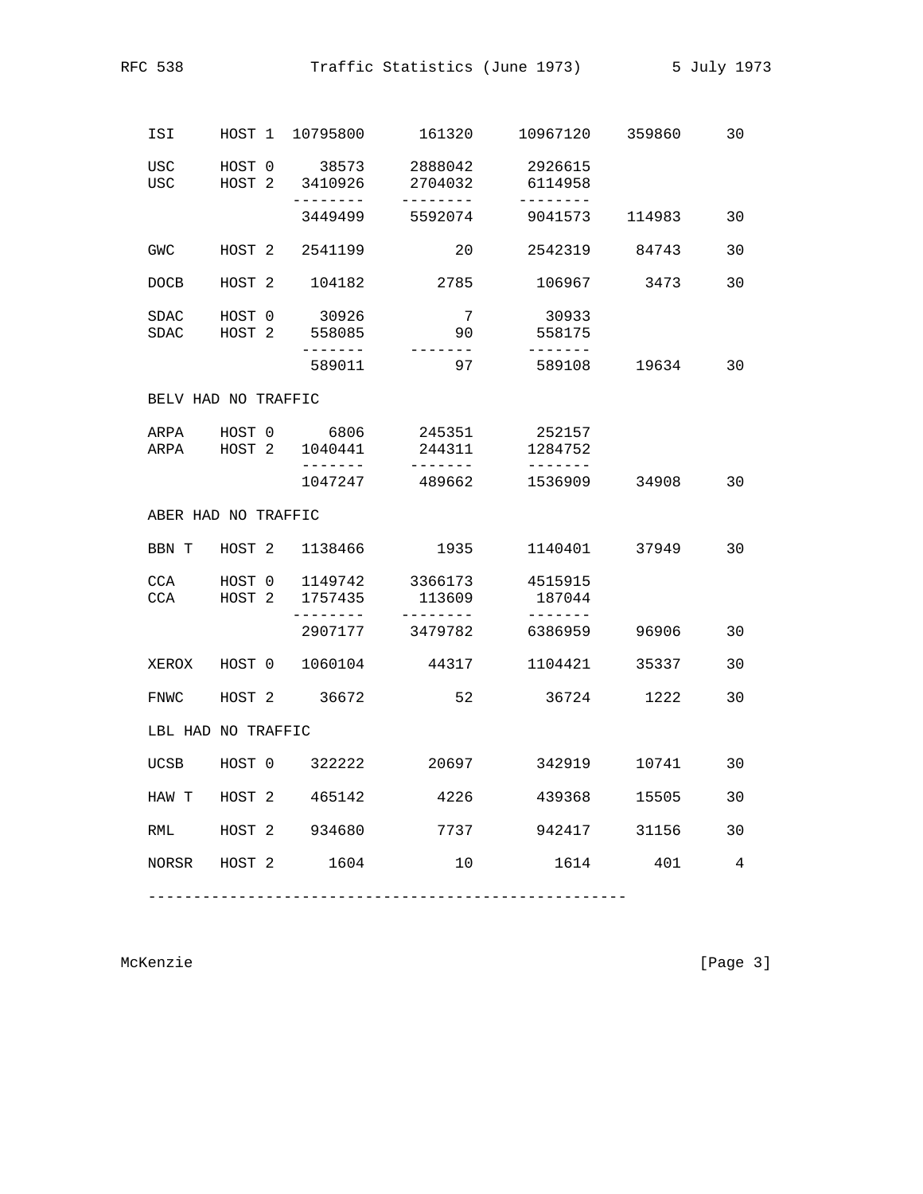```
ISI     HOST 1  10795800      161320     10967120    359860     30

USC     HOST 0     38573     2888042      2926615
USC     HOST 2   3410926     2704032      6114958
                --------    --------     --------
                 3449499     5592074      9041573    114983     30

GWC     HOST 2   2541199          20      2542319     84743     30

DOCB    HOST 2    104182        2785       106967      3473     30

SDAC    HOST 0     30926           7        30933
SDAC    HOST 2    558085          90       558175
                 -------     -------      -------
                  589011          97       589108     19634     30

BELV HAD NO TRAFFIC

ARPA    HOST 0      6806      245351       252157
ARPA    HOST 2   1040441      244311      1284752
                 -------     -------      -------
                 1047247      489662      1536909     34908     30

ABER HAD NO TRAFFIC

BBN T   HOST 2   1138466        1935      1140401     37949     30

CCA     HOST 0   1149742     3366173      4515915
CCA     HOST 2   1757435      113609       187044
                --------    --------      -------
                 2907177     3479782      6386959     96906     30

XEROX   HOST 0   1060104       44317      1104421     35337     30

FNWC    HOST 2     36672          52        36724      1222     30

LBL HAD NO TRAFFIC

UCSB    HOST 0    322222       20697       342919     10741     30

HAW T   HOST 2    465142        4226       439368     15505     30

RML     HOST 2    934680        7737       942417     31156     30

NORSR   HOST 2      1604          10         1614       401      4

----------------------------------------------------
```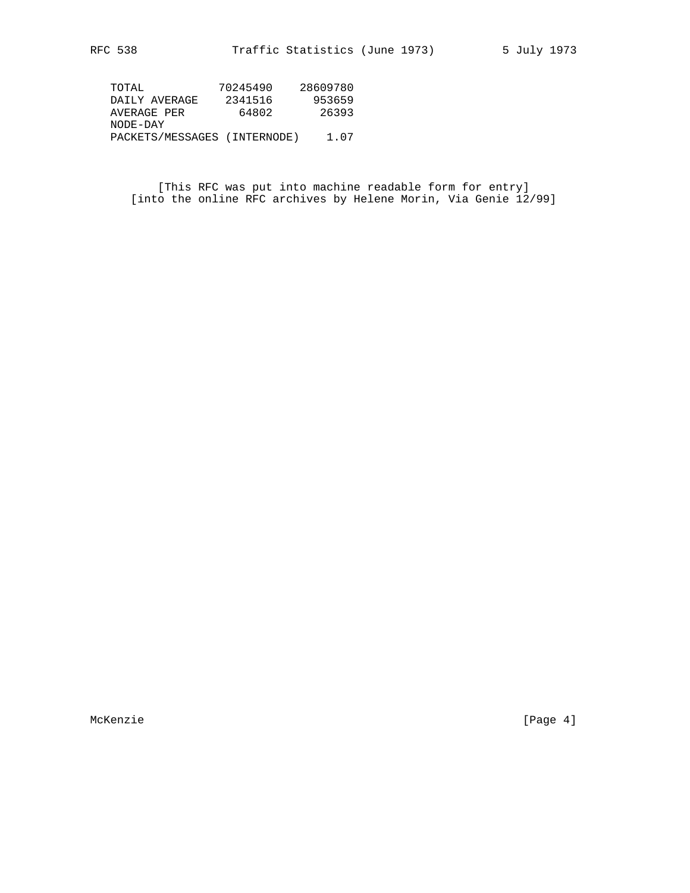| | | |
|---|---|---|
| TOTAL | 70245490 | 28609780 |
| DAILY AVERAGE | 2341516 | 953659 |
| AVERAGE PER NODE-DAY | 64802 | 26393 |
| PACKETS/MESSAGES (INTERNODE) | | 1.07 |

[This RFC was put into machine readable form for entry]
[into the online RFC archives by Helene Morin, Via Genie 12/99]